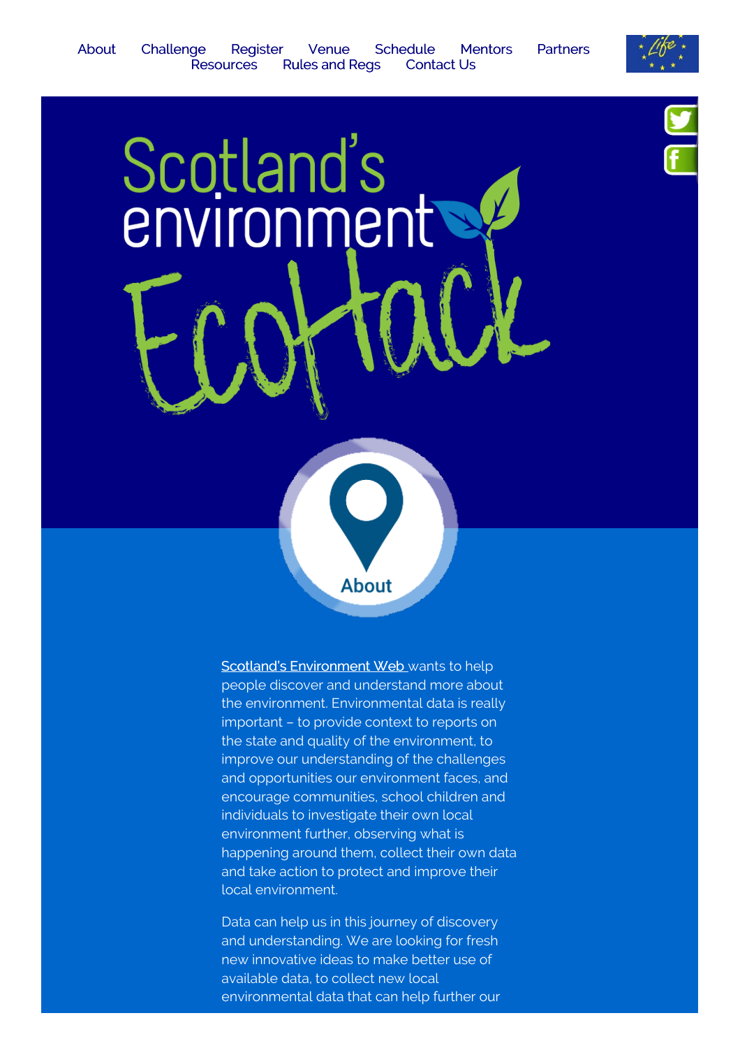About Challenge Register Venue Schedule Mentors Partners Resources Rules and Regs Contact Us

# Scotland's environment EcoHack

## About

Scotland's Environment Web wants to help people discover and understand more about the environment. Environmental data is really important – to provide context to reports on the state and quality of the environment, to improve our understanding of the challenges and opportunities our environment faces, and encourage communities, school children and individuals to investigate their own local environment further, observing what is happening around them, collect their own data and take action to protect and improve their local environment.

Data can help us in this journey of discovery and understanding. We are looking for fresh new innovative ideas to make better use of available data, to collect new local environmental data that can help further our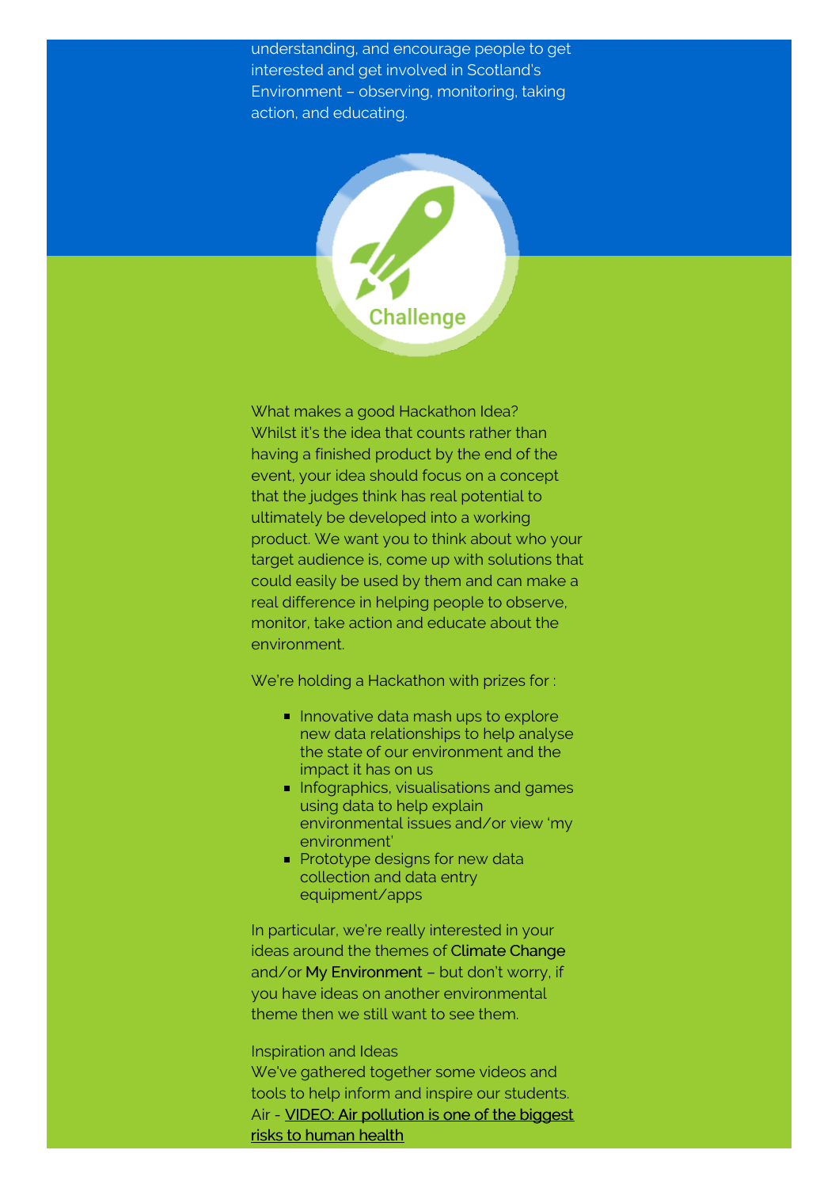understanding, and encourage people to get interested and get involved in Scotland's Environment – observing, monitoring, taking action, and educating.

Challenge

What makes a good Hackathon Idea?
Whilst it's the idea that counts rather than having a finished product by the end of the event, your idea should focus on a concept that the judges think has real potential to ultimately be developed into a working product. We want you to think about who your target audience is, come up with solutions that could easily be used by them and can make a real difference in helping people to observe, monitor, take action and educate about the environment.

We're holding a Hackathon with prizes for :

- Innovative data mash ups to explore new data relationships to help analyse the state of our environment and the impact it has on us
- Infographics, visualisations and games using data to help explain environmental issues and/or view 'my environment'
- Prototype designs for new data collection and data entry equipment/apps

In particular, we're really interested in your ideas around the themes of Climate Change and/or My Environment – but don't worry, if you have ideas on another environmental theme then we still want to see them.

Inspiration and Ideas
We've gathered together some videos and tools to help inform and inspire our students.
Air - VIDEO: Air pollution is one of the biggest risks to human health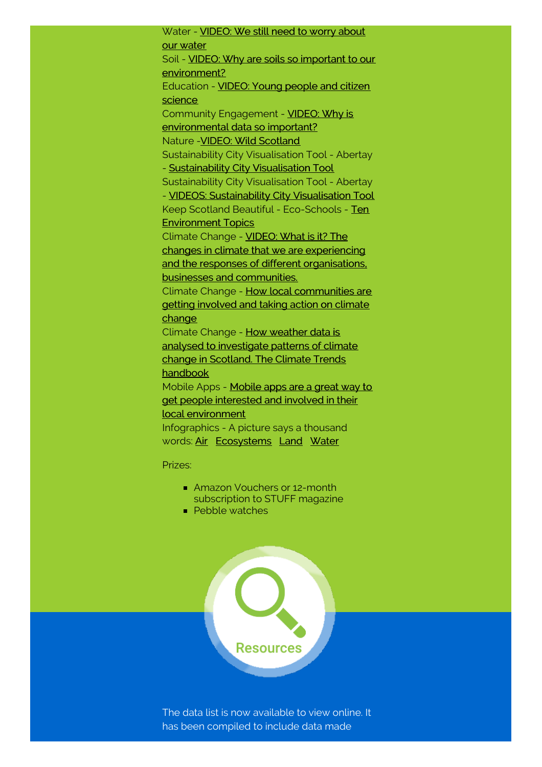Water - VIDEO: We still need to worry about our water
Soil - VIDEO: Why are soils so important to our environment?
Education - VIDEO: Young people and citizen science
Community Engagement - VIDEO: Why is environmental data so important?
Nature -VIDEO: Wild Scotland
Sustainability City Visualisation Tool - Abertay - Sustainability City Visualisation Tool
Sustainability City Visualisation Tool - Abertay - VIDEOS: Sustainability City Visualisation Tool
Keep Scotland Beautiful - Eco-Schools - Ten Environment Topics
Climate Change - VIDEO: What is it? The changes in climate that we are experiencing and the responses of different organisations, businesses and communities.
Climate Change - How local communities are getting involved and taking action on climate change
Climate Change - How weather data is analysed to investigate patterns of climate change in Scotland. The Climate Trends handbook
Mobile Apps - Mobile apps are a great way to get people interested and involved in their local environment
Infographics - A picture says a thousand words: Air Ecosystems Land Water

Prizes:

- Amazon Vouchers or 12-month subscription to STUFF magazine
- Pebble watches

Resources

The data list is now available to view online. It has been compiled to include data made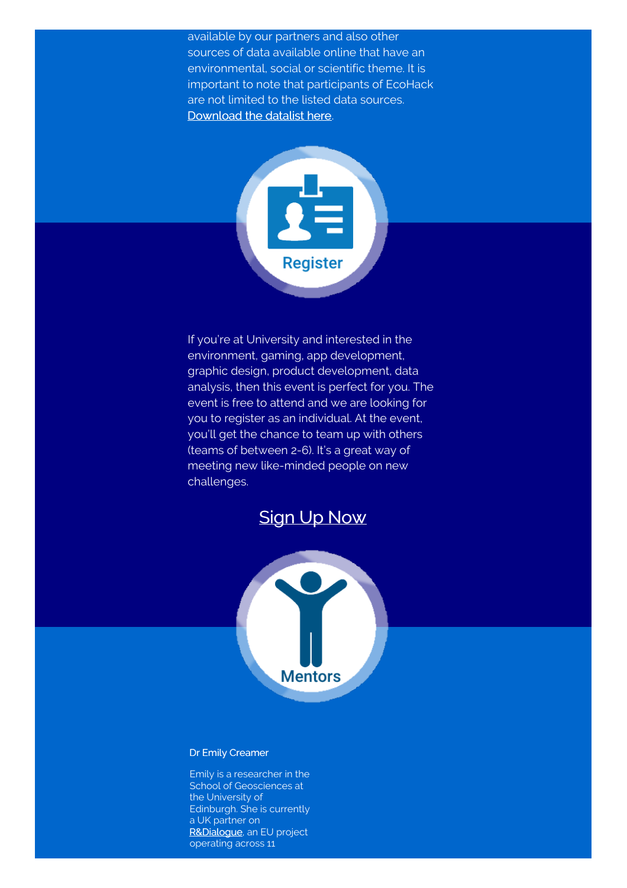available by our partners and also other sources of data available online that have an environmental, social or scientific theme. It is important to note that participants of EcoHack are not limited to the listed data sources. Download the datalist here.

## Register

If you're at University and interested in the environment, gaming, app development, graphic design, product development, data analysis, then this event is perfect for you. The event is free to attend and we are looking for you to register as an individual. At the event, you'll get the chance to team up with others (teams of between 2-6). It's a great way of meeting new like-minded people on new challenges.

Sign Up Now

## Mentors

**Dr Emily Creamer**

Emily is a researcher in the School of Geosciences at the University of Edinburgh. She is currently a UK partner on R&Dialogue, an EU project operating across 11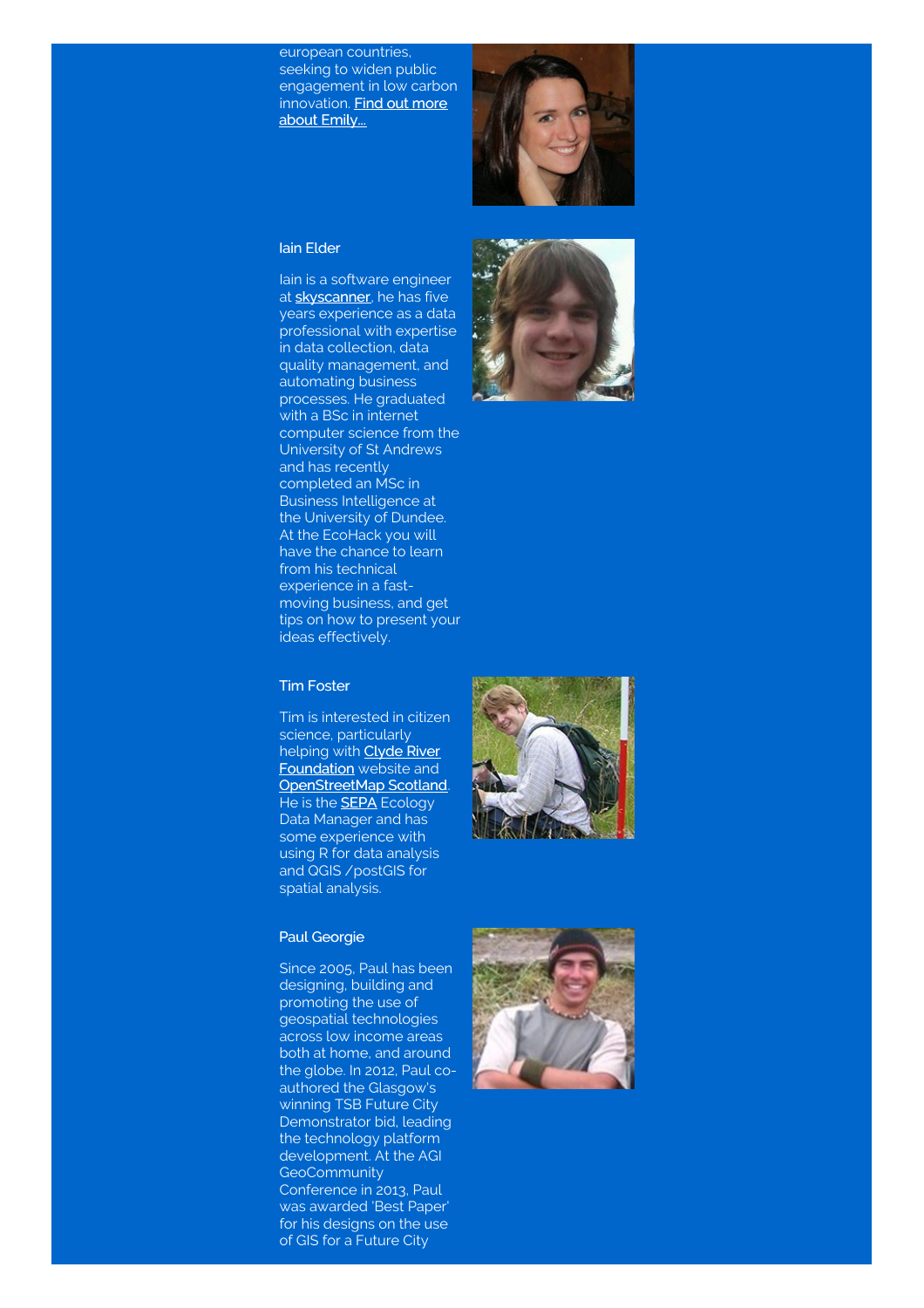european countries, seeking to widen public engagement in low carbon innovation. [Find out more about Emily...]

### Iain Elder

Iain is a software engineer at [skyscanner], he has five years experience as a data professional with expertise in data collection, data quality management, and automating business processes. He graduated with a BSc in internet computer science from the University of St Andrews and has recently completed an MSc in Business Intelligence at the University of Dundee. At the EcoHack you will have the chance to learn from his technical experience in a fast-moving business, and get tips on how to present your ideas effectively.

### Tim Foster

Tim is interested in citizen science, particularly helping with [Clyde River Foundation] website and [OpenStreetMap Scotland]. He is the [SEPA] Ecology Data Manager and has some experience with using R for data analysis and QGIS /postGIS for spatial analysis.

### Paul Georgie

Since 2005, Paul has been designing, building and promoting the use of geospatial technologies across low income areas both at home, and around the globe. In 2012, Paul co-authored the Glasgow's winning TSB Future City Demonstrator bid, leading the technology platform development. At the AGI GeoCommunity Conference in 2013, Paul was awarded 'Best Paper' for his designs on the use of GIS for a Future City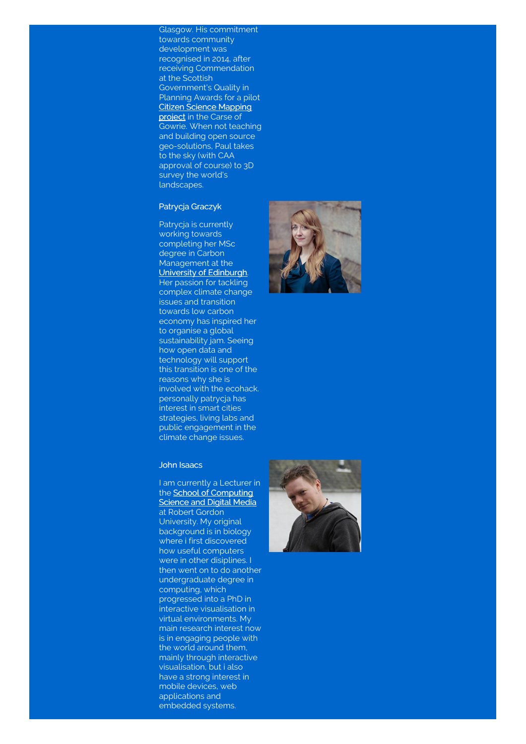Glasgow. His commitment towards community development was recognised in 2014, after receiving Commendation at the Scottish Government's Quality in Planning Awards for a pilot Citizen Science Mapping project in the Carse of Gowrie. When not teaching and building open source geo-solutions, Paul takes to the sky (with CAA approval of course) to 3D survey the world's landscapes.

### Patrycja Graczyk

Patrycja is currently working towards completing her MSc degree in Carbon Management at the University of Edinburgh. Her passion for tackling complex climate change issues and transition towards low carbon economy has inspired her to organise a global sustainability jam. Seeing how open data and technology will support this transition is one of the reasons why she is involved with the ecohack. personally patrycja has interest in smart cities strategies, living labs and public engagement in the climate change issues.

### John Isaacs

I am currently a Lecturer in the School of Computing Science and Digital Media at Robert Gordon University. My original background is in biology where i first discovered how useful computers were in other disiplines. I then went on to do another undergraduate degree in computing, which progressed into a PhD in interactive visualisation in virtual environments. My main research interest now is in engaging people with the world around them, mainly through interactive visualisation, but i also have a strong interest in mobile devices, web applications and embedded systems.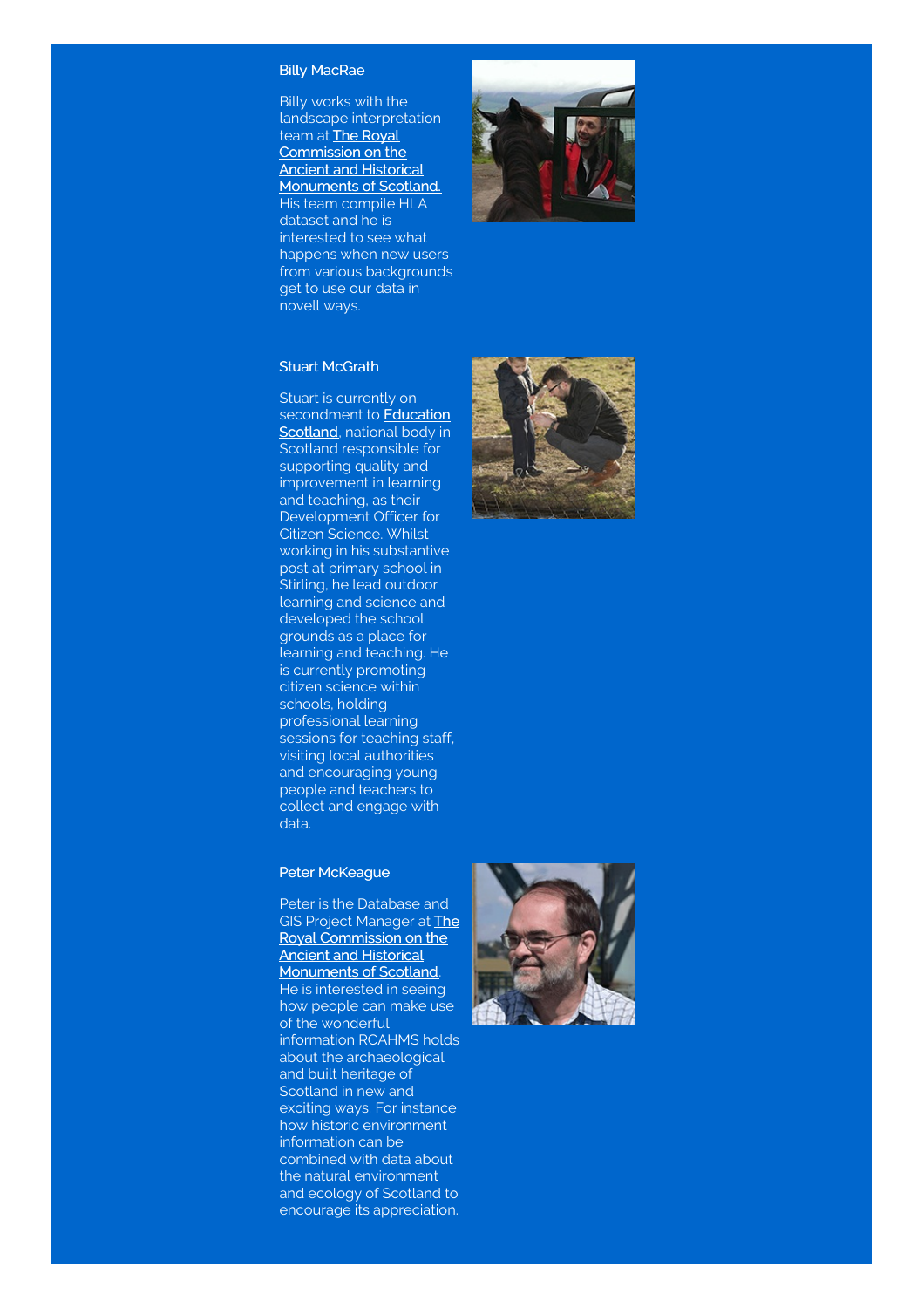### Billy MacRae

Billy works with the landscape interpretation team at The Royal Commission on the Ancient and Historical Monuments of Scotland. His team compile HLA dataset and he is interested to see what happens when new users from various backgrounds get to use our data in novell ways.

### Stuart McGrath

Stuart is currently on secondment to Education Scotland, national body in Scotland responsible for supporting quality and improvement in learning and teaching, as their Development Officer for Citizen Science. Whilst working in his substantive post at primary school in Stirling, he lead outdoor learning and science and developed the school grounds as a place for learning and teaching. He is currently promoting citizen science within schools, holding professional learning sessions for teaching staff, visiting local authorities and encouraging young people and teachers to collect and engage with data.

### Peter McKeague

Peter is the Database and GIS Project Manager at The Royal Commission on the Ancient and Historical Monuments of Scotland. He is interested in seeing how people can make use of the wonderful information RCAHMS holds about the archaeological and built heritage of Scotland in new and exciting ways. For instance how historic environment information can be combined with data about the natural environment and ecology of Scotland to encourage its appreciation.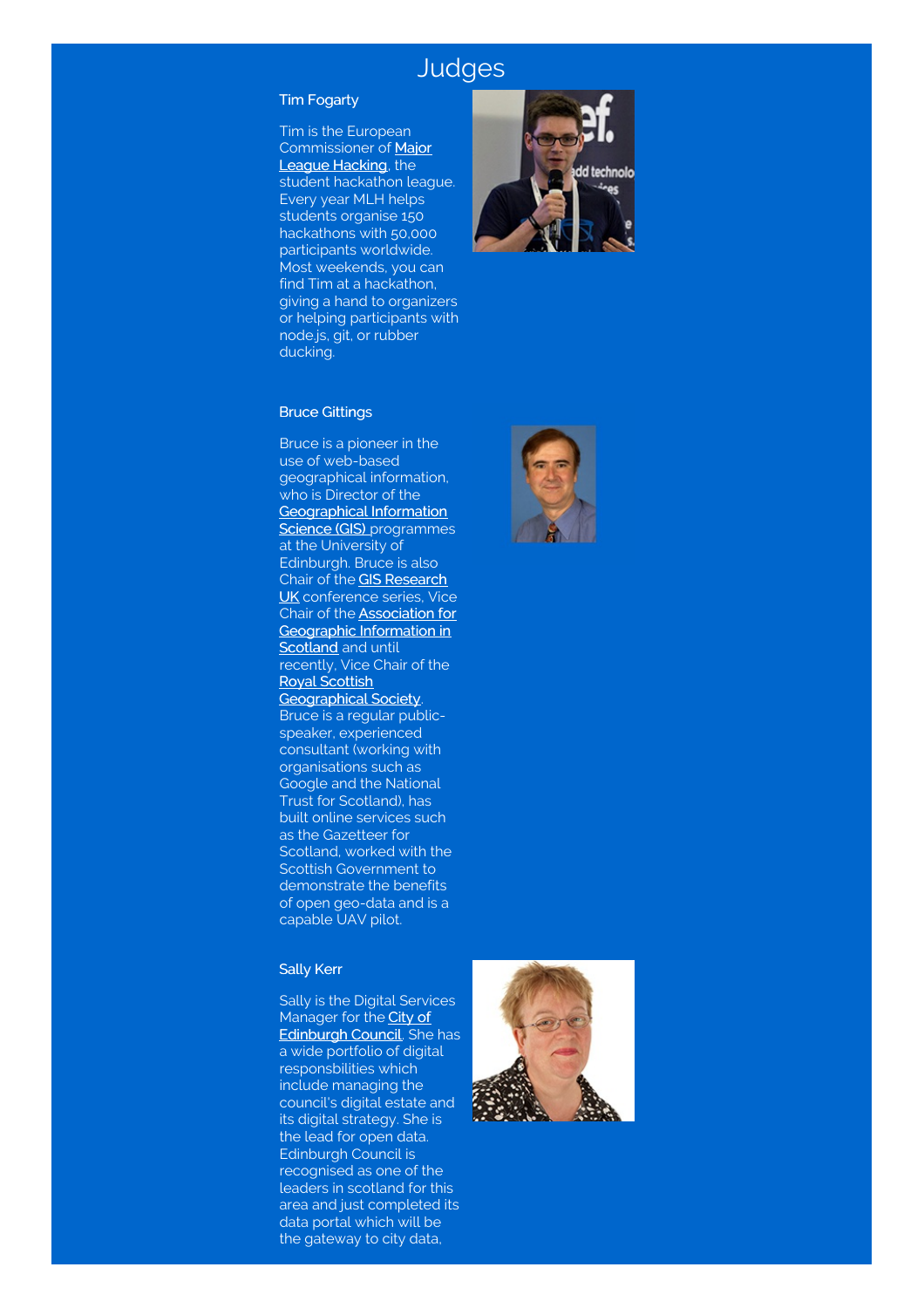# Judges

### Tim Fogarty

Tim is the European Commissioner of Major League Hacking, the student hackathon league. Every year MLH helps students organise 150 hackathons with 50,000 participants worldwide. Most weekends, you can find Tim at a hackathon, giving a hand to organizers or helping participants with node.js, git, or rubber ducking.

### Bruce Gittings

Bruce is a pioneer in the use of web-based geographical information, who is Director of the Geographical Information Science (GIS) programmes at the University of Edinburgh. Bruce is also Chair of the GIS Research UK conference series, Vice Chair of the Association for Geographic Information in Scotland and until recently, Vice Chair of the Royal Scottish Geographical Society. Bruce is a regular public-speaker, experienced consultant (working with organisations such as Google and the National Trust for Scotland), has built online services such as the Gazetteer for Scotland, worked with the Scottish Government to demonstrate the benefits of open geo-data and is a capable UAV pilot.

### Sally Kerr

Sally is the Digital Services Manager for the City of Edinburgh Council. She has a wide portfolio of digital responsbilities which include managing the council's digital estate and its digital strategy. She is the lead for open data. Edinburgh Council is recognised as one of the leaders in scotland for this area and just completed its data portal which will be the gateway to city data,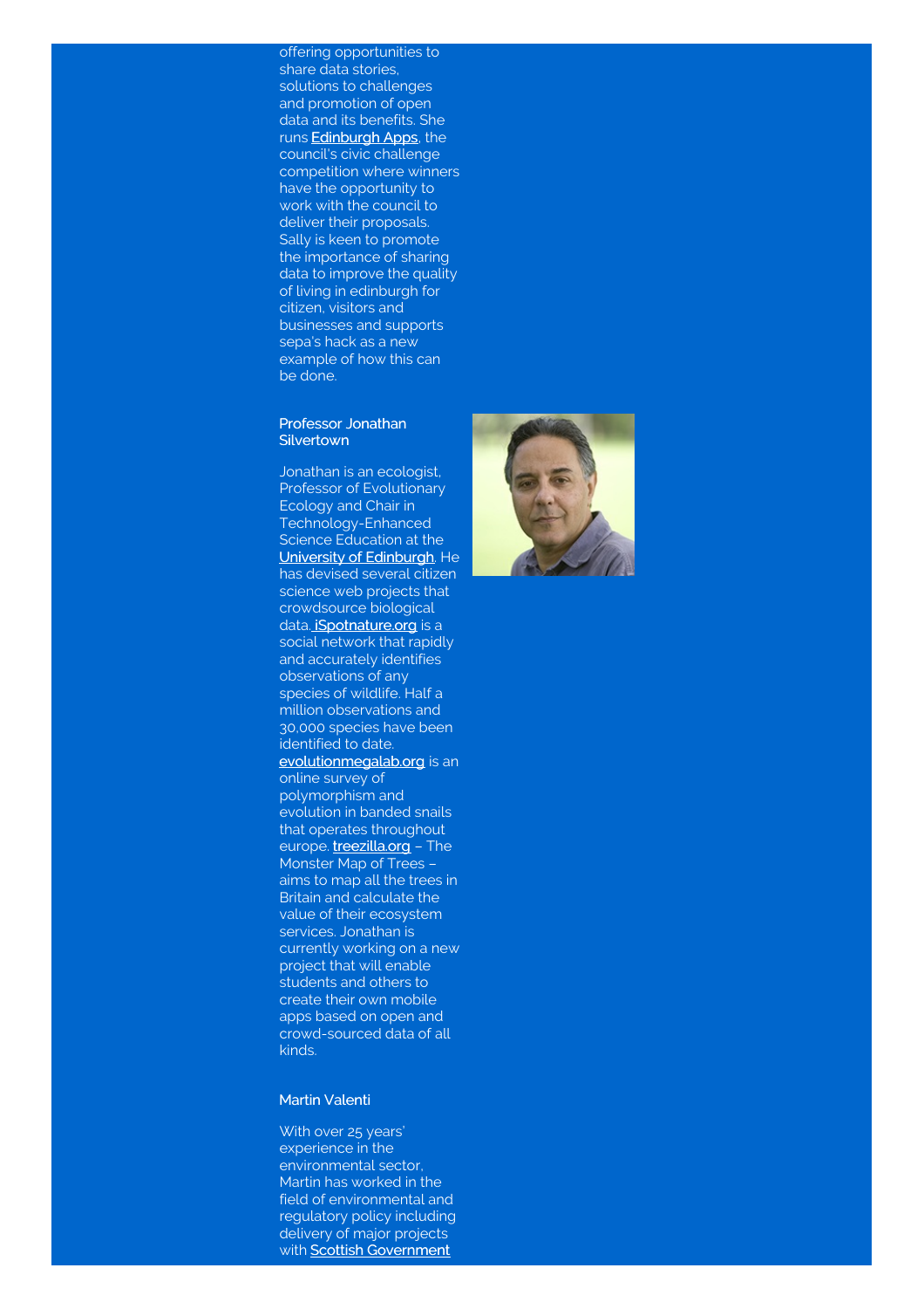offering opportunities to share data stories, solutions to challenges and promotion of open data and its benefits. She runs Edinburgh Apps, the council's civic challenge competition where winners have the opportunity to work with the council to deliver their proposals. Sally is keen to promote the importance of sharing data to improve the quality of living in edinburgh for citizen, visitors and businesses and supports sepa's hack as a new example of how this can be done.

**Professor Jonathan Silvertown**

Jonathan is an ecologist, Professor of Evolutionary Ecology and Chair in Technology-Enhanced Science Education at the University of Edinburgh. He has devised several citizen science web projects that crowdsource biological data. iSpotnature.org is a social network that rapidly and accurately identifies observations of any species of wildlife. Half a million observations and 30,000 species have been identified to date. evolutionmegalab.org is an online survey of polymorphism and evolution in banded snails that operates throughout europe. treezilla.org – The Monster Map of Trees – aims to map all the trees in Britain and calculate the value of their ecosystem services. Jonathan is currently working on a new project that will enable students and others to create their own mobile apps based on open and crowd-sourced data of all kinds.

**Martin Valenti**

With over 25 years' experience in the environmental sector, Martin has worked in the field of environmental and regulatory policy including delivery of major projects with Scottish Government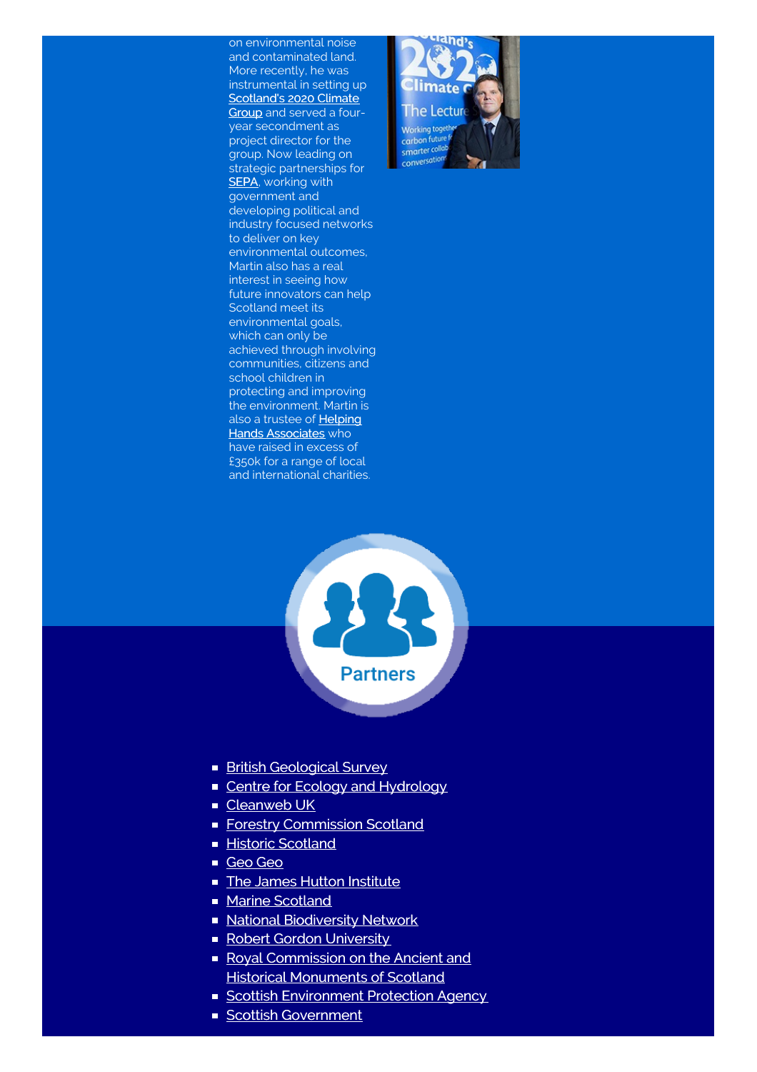on environmental noise and contaminated land. More recently, he was instrumental in setting up Scotland's 2020 Climate Group and served a four-year secondment as project director for the group. Now leading on strategic partnerships for SEPA, working with government and developing political and industry focused networks to deliver on key environmental outcomes, Martin also has a real interest in seeing how future innovators can help Scotland meet its environmental goals, which can only be achieved through involving communities, citizens and school children in protecting and improving the environment. Martin is also a trustee of Helping Hands Associates who have raised in excess of £350k for a range of local and international charities.

## Partners

- British Geological Survey
- Centre for Ecology and Hydrology
- Cleanweb UK
- Forestry Commission Scotland
- Historic Scotland
- Geo Geo
- The James Hutton Institute
- Marine Scotland
- National Biodiversity Network
- Robert Gordon University
- Royal Commission on the Ancient and Historical Monuments of Scotland
- Scottish Environment Protection Agency
- Scottish Government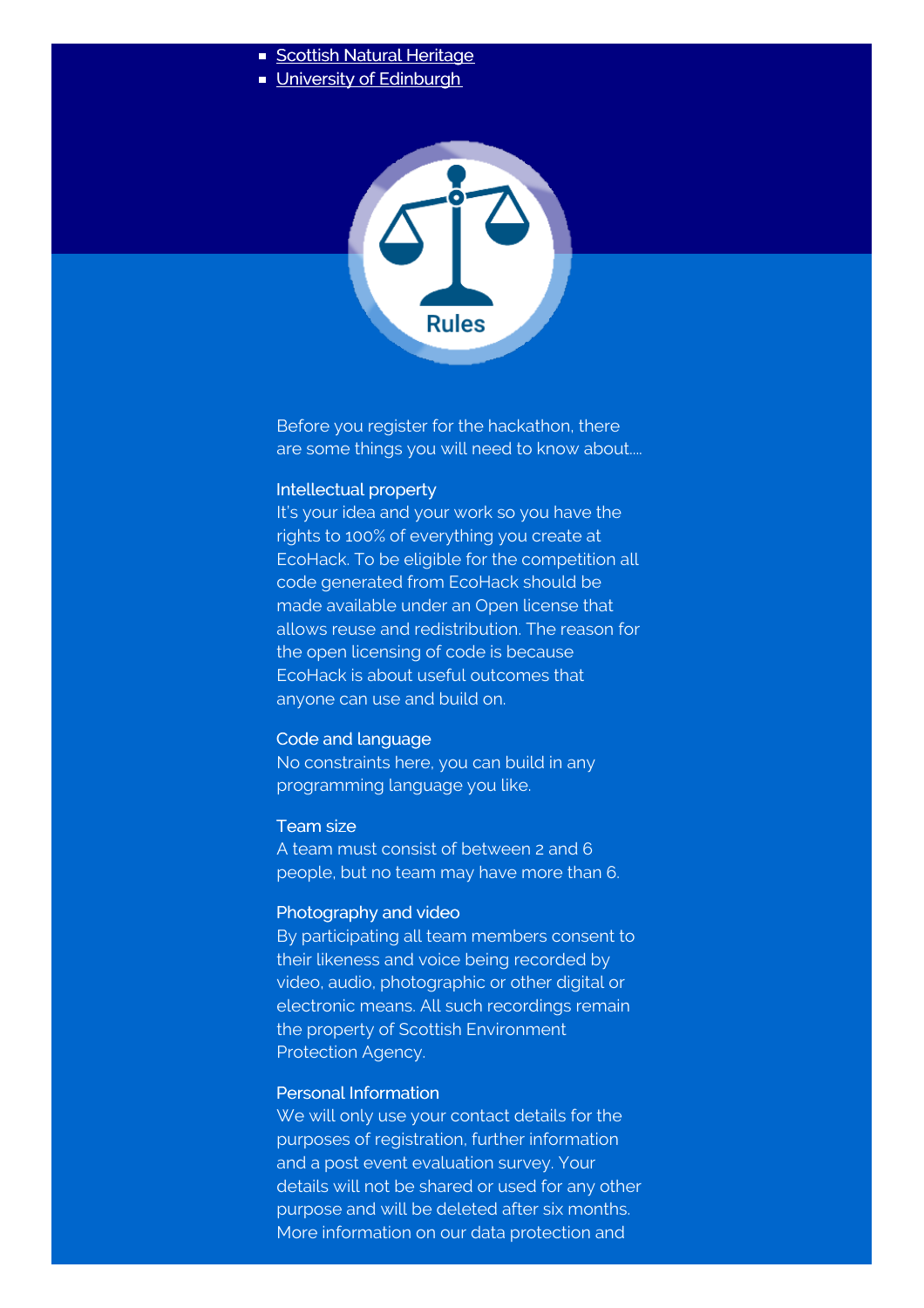- Scottish Natural Heritage
- University of Edinburgh

Rules

Before you register for the hackathon, there are some things you will need to know about....

### Intellectual property

It's your idea and your work so you have the rights to 100% of everything you create at EcoHack. To be eligible for the competition all code generated from EcoHack should be made available under an Open license that allows reuse and redistribution. The reason for the open licensing of code is because EcoHack is about useful outcomes that anyone can use and build on.

### Code and language

No constraints here, you can build in any programming language you like.

### Team size

A team must consist of between 2 and 6 people, but no team may have more than 6.

### Photography and video

By participating all team members consent to their likeness and voice being recorded by video, audio, photographic or other digital or electronic means. All such recordings remain the property of Scottish Environment Protection Agency.

### Personal Information

We will only use your contact details for the purposes of registration, further information and a post event evaluation survey. Your details will not be shared or used for any other purpose and will be deleted after six months. More information on our data protection and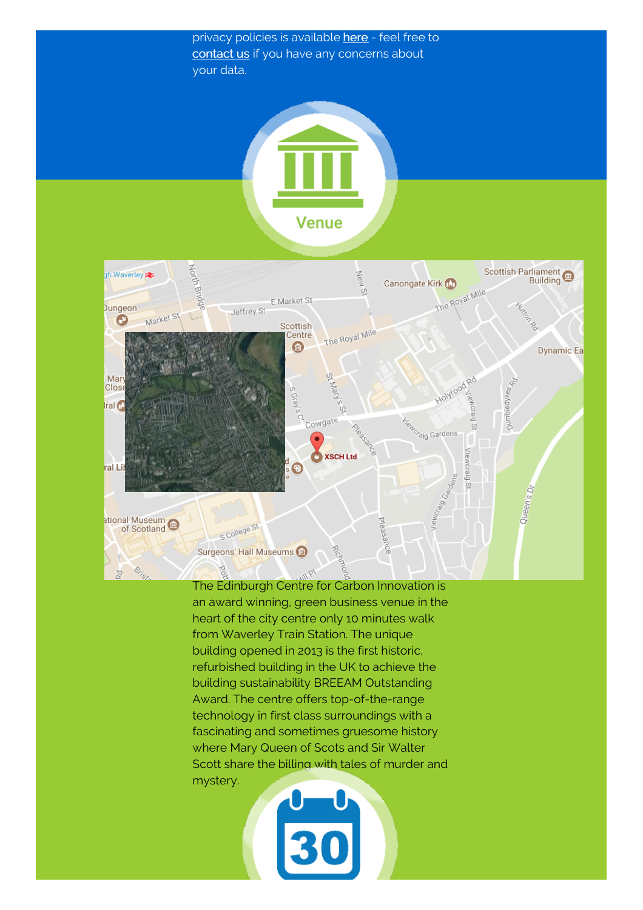privacy policies is available here - feel free to contact us if you have any concerns about your data.

## Venue

The Edinburgh Centre for Carbon Innovation is an award winning, green business venue in the heart of the city centre only 10 minutes walk from Waverley Train Station. The unique building opened in 2013 is the first historic, refurbished building in the UK to achieve the building sustainability BREEAM Outstanding Award. The centre offers top-of-the-range technology in first class surroundings with a fascinating and sometimes gruesome history where Mary Queen of Scots and Sir Walter Scott share the billing with tales of murder and mystery.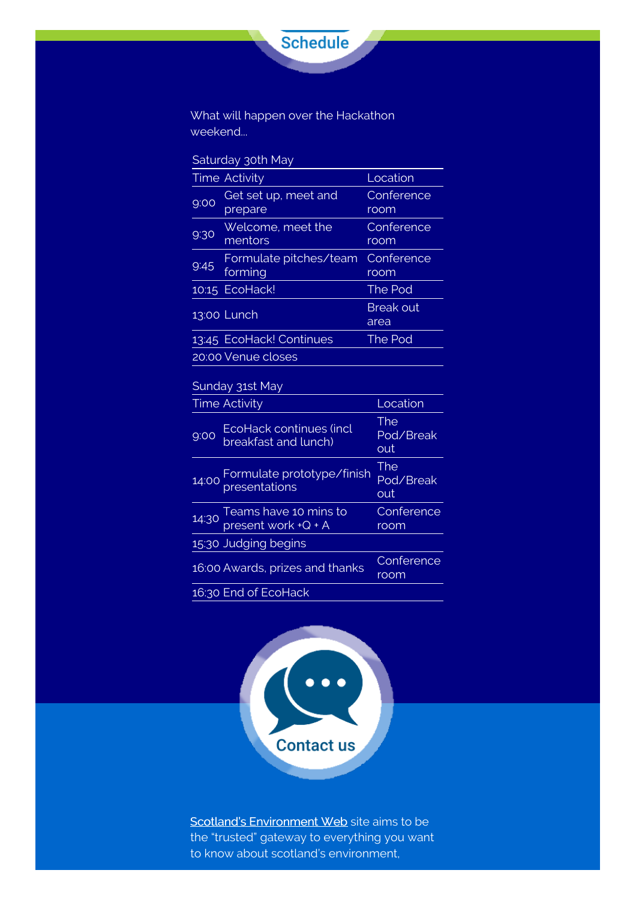## Schedule

What will happen over the Hackathon weekend...

Saturday 30th May

| Time | Activity | Location |
|---|---|---|
| 9:00 | Get set up, meet and prepare | Conference room |
| 9:30 | Welcome, meet the mentors | Conference room |
| 9:45 | Formulate pitches/team forming | Conference room |
| 10:15 | EcoHack! | The Pod |
| 13:00 | Lunch | Break out area |
| 13:45 | EcoHack! Continues | The Pod |
| 20:00 | Venue closes | |

Sunday 31st May

| Time | Activity | Location |
|---|---|---|
| 9:00 | EcoHack continues (incl breakfast and lunch) | The Pod/Break out |
| 14:00 | Formulate prototype/finish presentations | The Pod/Break out |
| 14:30 | Teams have 10 mins to present work +Q + A | Conference room |
| 15:30 | Judging begins | |
| 16:00 | Awards, prizes and thanks | Conference room |
| 16:30 | End of EcoHack | |

## Contact us

Scotland's Environment Web site aims to be the "trusted" gateway to everything you want to know about scotland's environment,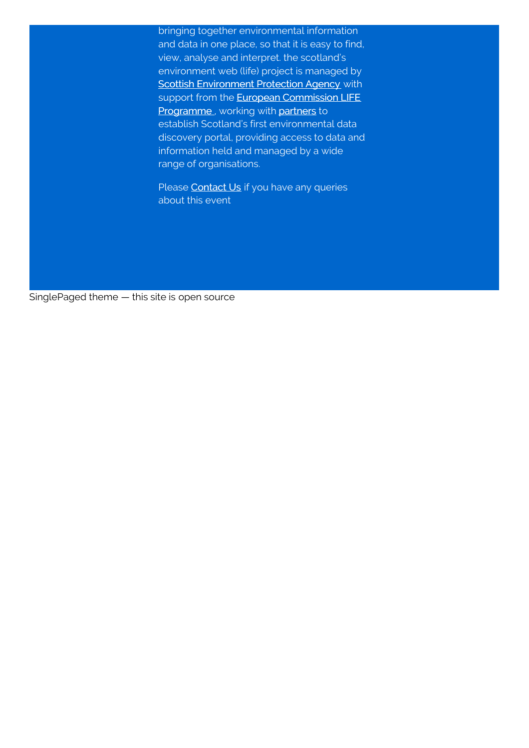bringing together environmental information and data in one place, so that it is easy to find, view, analyse and interpret. the scotland's environment web (life) project is managed by Scottish Environment Protection Agency with support from the European Commission LIFE Programme , working with partners to establish Scotland's first environmental data discovery portal, providing access to data and information held and managed by a wide range of organisations.

Please Contact Us if you have any queries about this event

SinglePaged theme — this site is open source